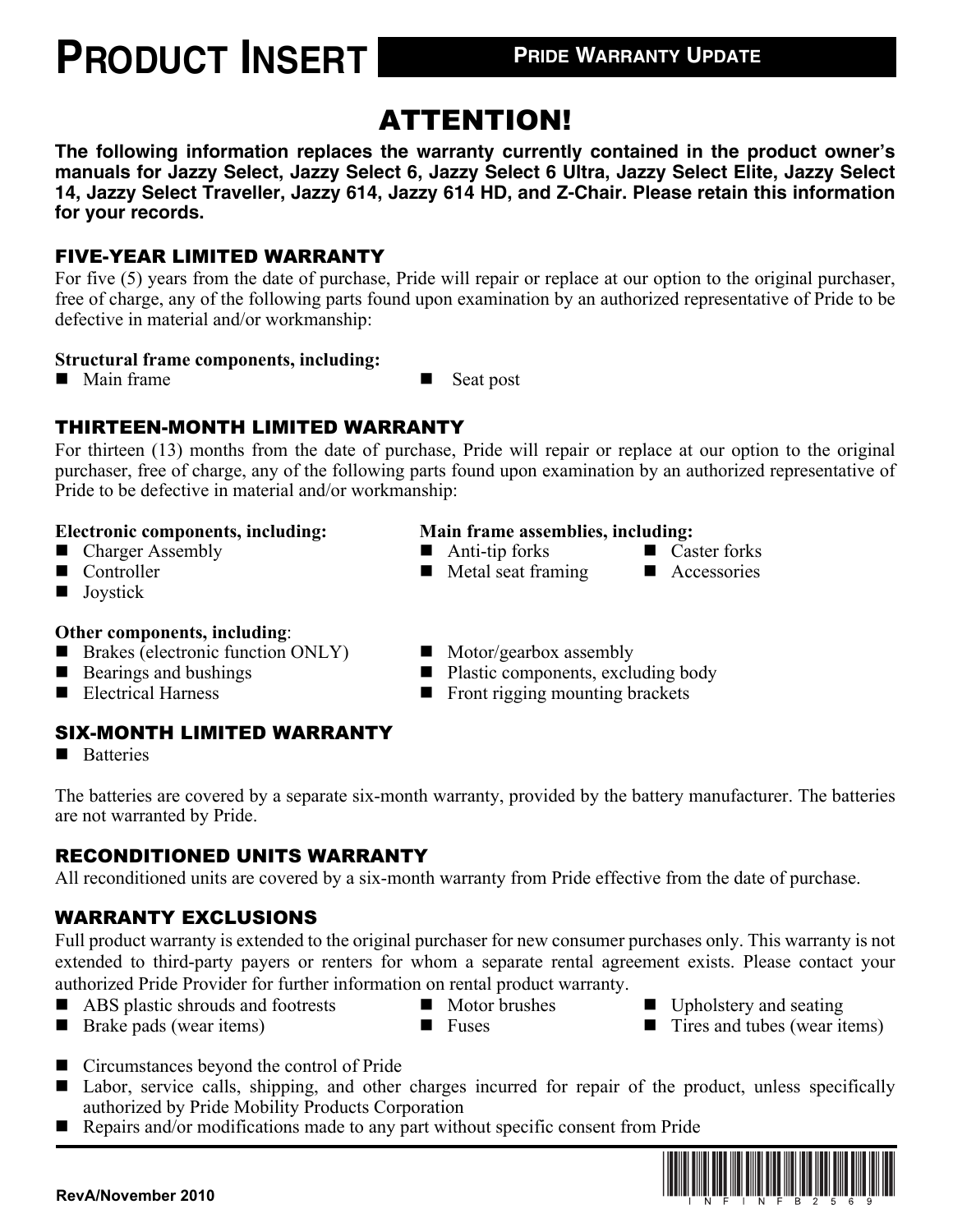# PRODUCT INSERT

**PRIDE WARRANTY UPDATE**

## ATTENTION!

**The following information replaces the warranty currently contained in the product owner's manuals for Jazzy Select, Jazzy Select 6, Jazzy Select 6 Ultra, Jazzy Select Elite, Jazzy Select 14, Jazzy Select Traveller, Jazzy 614, Jazzy 614 HD, and Z-Chair. Please retain this information for your records.**

### FIVE-YEAR LIMITED WARRANTY

For five (5) years from the date of purchase, Pride will repair or replace at our option to the original purchaser, free of charge, any of the following parts found upon examination by an authorized representative of Pride to be defective in material and/or workmanship:

**Structural frame components, including:**

- Main frame
- Seat post

### THIRTEEN-MONTH LIMITED WARRANTY

For thirteen (13) months from the date of purchase, Pride will repair or replace at our option to the original purchaser, free of charge, any of the following parts found upon examination by an authorized representative of Pride to be defective in material and/or workmanship:

**Electronic components, including:**

- Charger Assembly
- Controller
- Joystick

**Main frame assemblies, including:**

- Anti-tip forks
- Caster forks
- Metal seat framing
- Accessories

**Other components, including**:

- Brakes (electronic function ONLY)
- Bearings and bushings
- Electrical Harness
- Motor/gearbox assembly
- Plastic components, excluding body
- Front rigging mounting brackets

### SIX-MONTH LIMITED WARRANTY

- Batteries

The batteries are covered by a separate six-month warranty, provided by the battery manufacturer. The batteries are not warranted by Pride.

### RECONDITIONED UNITS WARRANTY

All reconditioned units are covered by a six-month warranty from Pride effective from the date of purchase.

### WARRANTY EXCLUSIONS

Full product warranty is extended to the original purchaser for new consumer purchases only. This warranty is not extended to third-party payers or renters for whom a separate rental agreement exists. Please contact your authorized Pride Provider for further information on rental product warranty.

- ABS plastic shrouds and footrests
- Brake pads (wear items)
- Motor brushes
- Fuses
- Upholstery and seating
- Tires and tubes (wear items)
- Circumstances beyond the control of Pride
- Labor, service calls, shipping, and other charges incurred for repair of the product, unless specifically authorized by Pride Mobility Products Corporation
- Repairs and/or modifications made to any part without specific consent from Pride

RevA/November 2010

INFINFB2569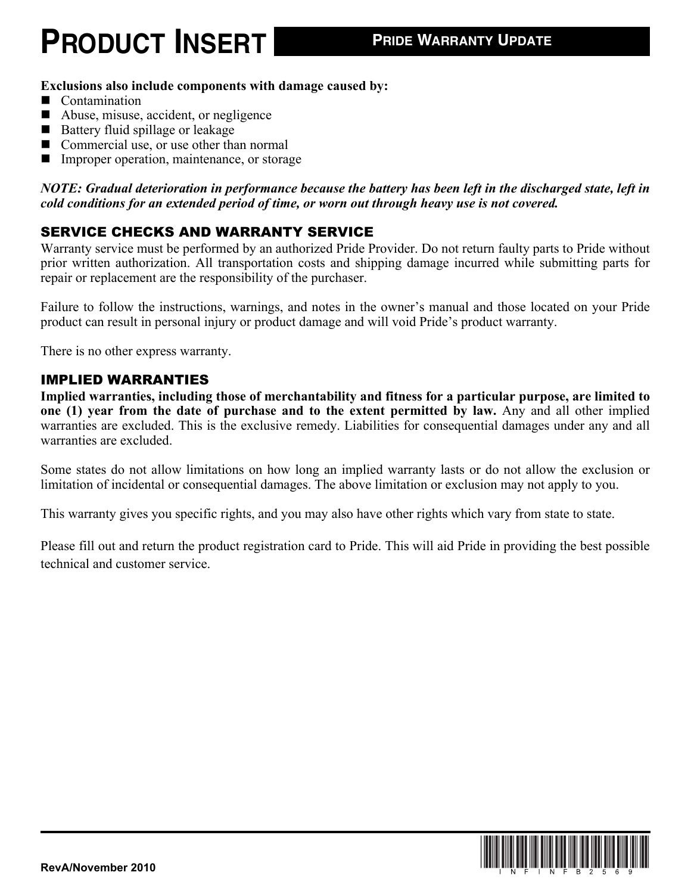**Exclusions also include components with damage caused by:**

- Contamination
- Abuse, misuse, accident, or negligence
- Battery fluid spillage or leakage
- Commercial use, or use other than normal
- Improper operation, maintenance, or storage

***NOTE: Gradual deterioration in performance because the battery has been left in the discharged state, left in cold conditions for an extended period of time, or worn out through heavy use is not covered.***

## SERVICE CHECKS AND WARRANTY SERVICE

Warranty service must be performed by an authorized Pride Provider. Do not return faulty parts to Pride without prior written authorization. All transportation costs and shipping damage incurred while submitting parts for repair or replacement are the responsibility of the purchaser.

Failure to follow the instructions, warnings, and notes in the owner's manual and those located on your Pride product can result in personal injury or product damage and will void Pride's product warranty.

There is no other express warranty.

## IMPLIED WARRANTIES

**Implied warranties, including those of merchantability and fitness for a particular purpose, are limited to one (1) year from the date of purchase and to the extent permitted by law.** Any and all other implied warranties are excluded. This is the exclusive remedy. Liabilities for consequential damages under any and all warranties are excluded.

Some states do not allow limitations on how long an implied warranty lasts or do not allow the exclusion or limitation of incidental or consequential damages. The above limitation or exclusion may not apply to you.

This warranty gives you specific rights, and you may also have other rights which vary from state to state.

Please fill out and return the product registration card to Pride. This will aid Pride in providing the best possible technical and customer service.

RevA/November 2010

INFINFB2569